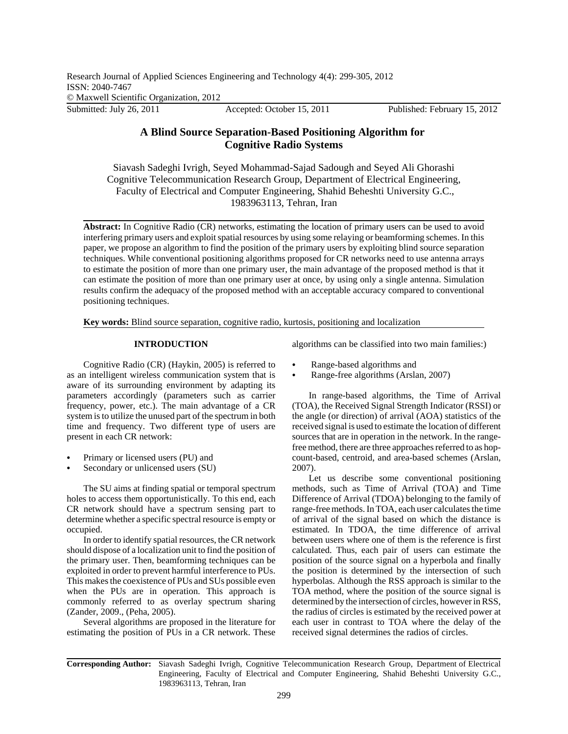# A Blind Source Separation-Based Positioning Algorithm for Cognitive Radio Systems

Siavash Sadeghi Ivrigh, Seyed Mohammad-Sajad Sadough and Seyed Ali Ghorashi
Cognitive Telecommunication Research Group, Department of Electrical Engineering, Faculty of Electrical and Computer Engineering, Shahid Beheshti University G.C., 1983963113, Tehran, Iran

**Abstract:** In Cognitive Radio (CR) networks, estimating the location of primary users can be used to avoid interfering primary users and exploit spatial resources by using some relaying or beamforming schemes. In this paper, we propose an algorithm to find the position of the primary users by exploiting blind source separation techniques. While conventional positioning algorithms proposed for CR networks need to use antenna arrays to estimate the position of more than one primary user, the main advantage of the proposed method is that it can estimate the position of more than one primary user at once, by using only a single antenna. Simulation results confirm the adequacy of the proposed method with an acceptable accuracy compared to conventional positioning techniques.

**Key words:** Blind source separation, cognitive radio, kurtosis, positioning and localization

## INTRODUCTION

Cognitive Radio (CR) (Haykin, 2005) is referred to as an intelligent wireless communication system that is aware of its surrounding environment by adapting its parameters accordingly (parameters such as carrier frequency, power, etc.). The main advantage of a CR system is to utilize the unused part of the spectrum in both time and frequency. Two different type of users are present in each CR network:

- Primary or licensed users (PU) and
- Secondary or unlicensed users (SU)

The SU aims at finding spatial or temporal spectrum holes to access them opportunistically. To this end, each CR network should have a spectrum sensing part to determine whether a specific spectral resource is empty or occupied.

In order to identify spatial resources, the CR network should dispose of a localization unit to find the position of the primary user. Then, beamforming techniques can be exploited in order to prevent harmful interference to PUs. This makes the coexistence of PUs and SUs possible even when the PUs are in operation. This approach is commonly referred to as overlay spectrum sharing (Zander, 2009., (Peha, 2005).

Several algorithms are proposed in the literature for estimating the position of PUs in a CR network. These algorithms can be classified into two main families:)

- Range-based algorithms and
- Range-free algorithms (Arslan, 2007)

In range-based algorithms, the Time of Arrival (TOA), the Received Signal Strength Indicator (RSSI) or the angle (or direction) of arrival (AOA) statistics of the received signal is used to estimate the location of different sources that are in operation in the network. In the range-free method, there are three approaches referred to as hop-count-based, centroid, and area-based schemes (Arslan, 2007).

Let us describe some conventional positioning methods, such as Time of Arrival (TOA) and Time Difference of Arrival (TDOA) belonging to the family of range-free methods. In TOA, each user calculates the time of arrival of the signal based on which the distance is estimated. In TDOA, the time difference of arrival between users where one of them is the reference is first calculated. Thus, each pair of users can estimate the position of the source signal on a hyperbola and finally the position is determined by the intersection of such hyperbolas. Although the RSS approach is similar to the TOA method, where the position of the source signal is determined by the intersection of circles, however in RSS, the radius of circles is estimated by the received power at each user in contrast to TOA where the delay of the received signal determines the radios of circles.

**Corresponding Author:** Siavash Sadeghi Ivrigh, Cognitive Telecommunication Research Group, Department of Electrical Engineering, Faculty of Electrical and Computer Engineering, Shahid Beheshti University G.C., 1983963113, Tehran, Iran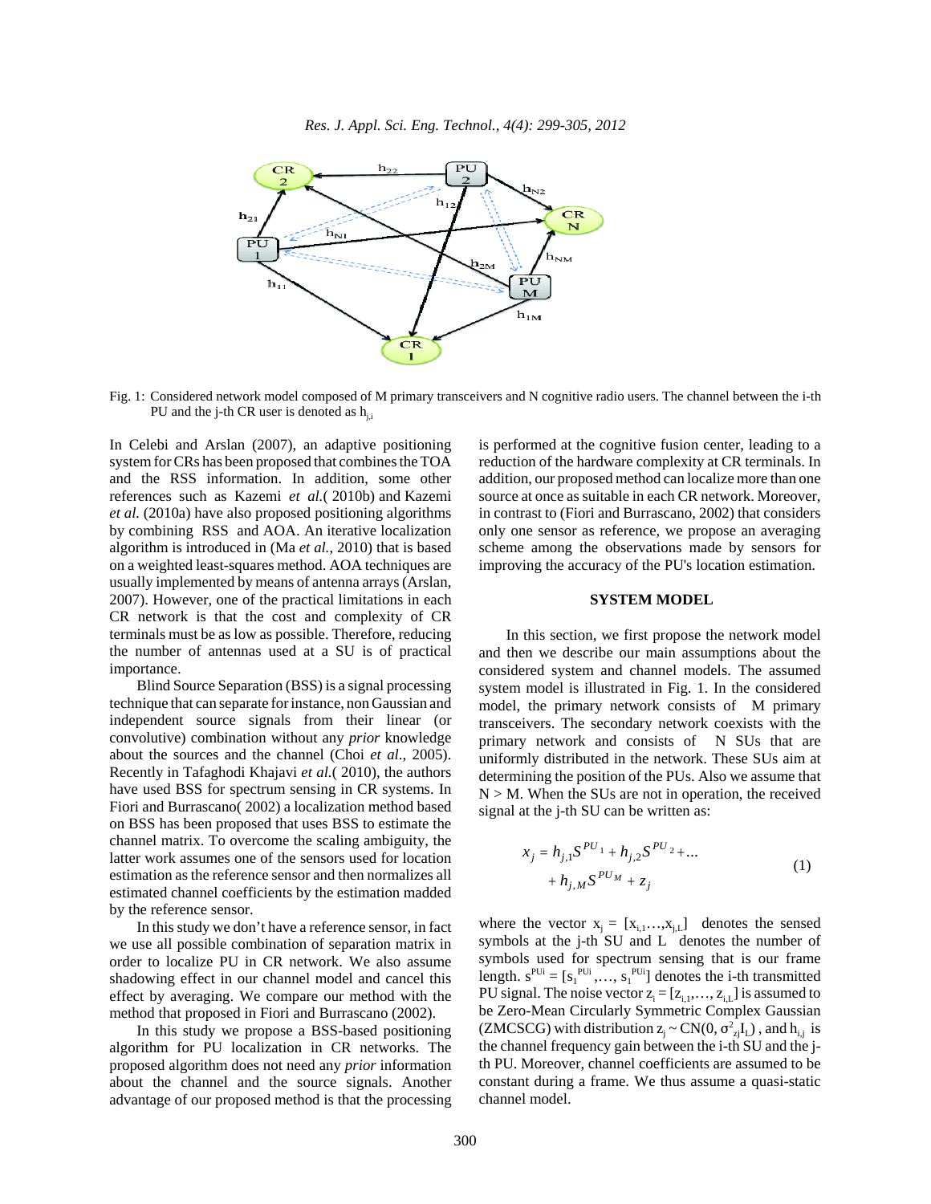Fig. 1: Considered network model composed of M primary transceivers and N cognitive radio users. The channel between the i-th PU and the j-th CR user is denoted as $h_{j,i}$

In Celebi and Arslan (2007), an adaptive positioning system for CRs has been proposed that combines the TOA and the RSS information. In addition, some other references such as Kazemi *et al.*( 2010b) and Kazemi *et al.* (2010a) have also proposed positioning algorithms by combining RSS and AOA. An iterative localization algorithm is introduced in (Ma *et al.*, 2010) that is based on a weighted least-squares method. AOA techniques are usually implemented by means of antenna arrays (Arslan, 2007). However, one of the practical limitations in each CR network is that the cost and complexity of CR terminals must be as low as possible. Therefore, reducing the number of antennas used at a SU is of practical importance.

Blind Source Separation (BSS) is a signal processing technique that can separate for instance, non Gaussian and independent source signals from their linear (or convolutive) combination without any *prior* knowledge about the sources and the channel (Choi *et al.*, 2005). Recently in Tafaghodi Khajavi *et al.*( 2010), the authors have used BSS for spectrum sensing in CR systems. In Fiori and Burrascano( 2002) a localization method based on BSS has been proposed that uses BSS to estimate the channel matrix. To overcome the scaling ambiguity, the latter work assumes one of the sensors used for location estimation as the reference sensor and then normalizes all estimated channel coefficients by the estimation madded by the reference sensor.

In this study we don't have a reference sensor, in fact we use all possible combination of separation matrix in order to localize PU in CR network. We also assume shadowing effect in our channel model and cancel this effect by averaging. We compare our method with the method that proposed in Fiori and Burrascano (2002).

In this study we propose a BSS-based positioning algorithm for PU localization in CR networks. The proposed algorithm does not need any *prior* information about the channel and the source signals. Another advantage of our proposed method is that the processing is performed at the cognitive fusion center, leading to a reduction of the hardware complexity at CR terminals. In addition, our proposed method can localize more than one source at once as suitable in each CR network. Moreover, in contrast to (Fiori and Burrascano, 2002) that considers only one sensor as reference, we propose an averaging scheme among the observations made by sensors for improving the accuracy of the PU's location estimation.

## SYSTEM MODEL

In this section, we first propose the network model and then we describe our main assumptions about the considered system and channel models. The assumed system model is illustrated in Fig. 1. In the considered model, the primary network consists of M primary transceivers. The secondary network coexists with the primary network and consists of N SUs that are uniformly distributed in the network. These SUs aim at determining the position of the PUs. Also we assume that N > M. When the SUs are not in operation, the received signal at the j-th SU can be written as:

$$x_j = h_{j,1}S^{PU_1} + h_{j,2}S^{PU_2} + ... + h_{j,M}S^{PU_M} + z_j \tag{1}$$

where the vector $x_j = [x_{i,1}\ldots,x_{j,L}]$ denotes the sensed symbols at the j-th SU and L denotes the number of symbols used for spectrum sensing that is our frame length. $s^{PUi} = [s_1^{PUi},\ldots, s_1^{PUi}]$ denotes the i-th transmitted PU signal. The noise vector $z_i = [z_{i,1},\ldots, z_{i,L}]$ is assumed to be Zero-Mean Circularly Symmetric Complex Gaussian (ZMCSCG) with distribution $z_j \sim CN(0, \sigma^2_{zj}I_L)$, and $h_{i,j}$ is the channel frequency gain between the i-th SU and the j-th PU. Moreover, channel coefficients are assumed to be constant during a frame. We thus assume a quasi-static channel model.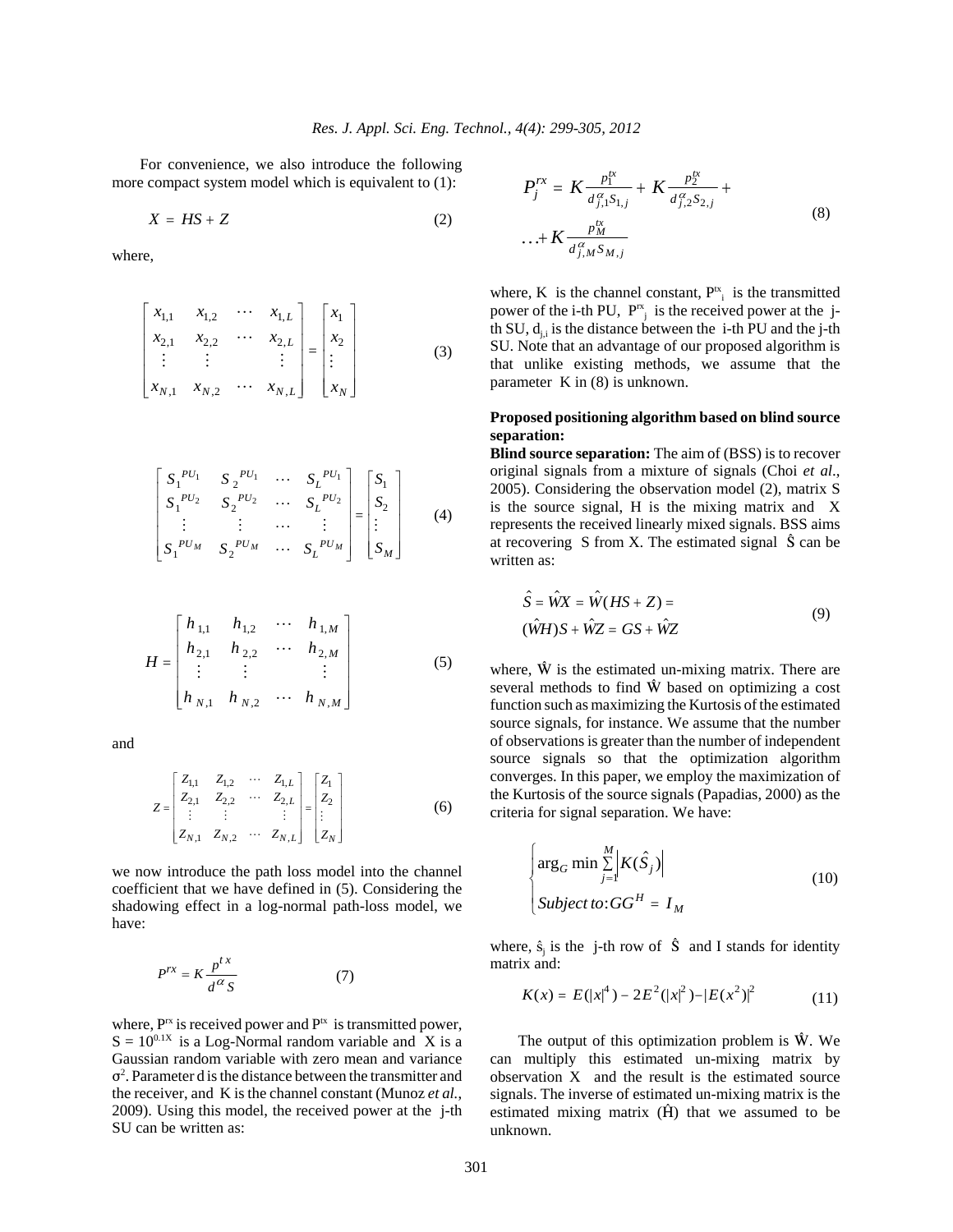For convenience, we also introduce the following more compact system model which is equivalent to (1):

$$X = HS + Z \tag{2}$$

where,

$$\begin{bmatrix} x_{1,1} & x_{1,2} & \cdots & x_{1,L} \\ x_{2,1} & x_{2,2} & \cdots & x_{2,L} \\ \vdots & \vdots & & \vdots \\ x_{N,1} & x_{N,2} & \cdots & x_{N,L} \end{bmatrix} = \begin{bmatrix} x_1 \\ x_2 \\ \vdots \\ x_N \end{bmatrix} \tag{3}$$

$$\begin{bmatrix} S_1^{PU_1} & S_2^{PU_1} & \cdots & S_L^{PU_1} \\ S_1^{PU_2} & S_2^{PU_2} & \cdots & S_L^{PU_2} \\ \vdots & \vdots & \cdots & \vdots \\ S_1^{PU_M} & S_2^{PU_M} & \cdots & S_L^{PU_M} \end{bmatrix} = \begin{bmatrix} S_1 \\ S_2 \\ \vdots \\ S_M \end{bmatrix} \tag{4}$$

$$H = \begin{bmatrix} h_{1,1} & h_{1,2} & \cdots & h_{1,M} \\ h_{2,1} & h_{2,2} & \cdots & h_{2,M} \\ \vdots & \vdots & & \vdots \\ h_{N,1} & h_{N,2} & \cdots & h_{N,M} \end{bmatrix} \tag{5}$$

and

$$Z = \begin{bmatrix} Z_{1,1} & Z_{1,2} & \cdots & Z_{1,L} \\ Z_{2,1} & Z_{2,2} & \cdots & Z_{2,L} \\ \vdots & \vdots & & \vdots \\ Z_{N,1} & Z_{N,2} & \cdots & Z_{N,L} \end{bmatrix} = \begin{bmatrix} Z_1 \\ Z_2 \\ \vdots \\ Z_N \end{bmatrix} \tag{6}$$

we now introduce the path loss model into the channel coefficient that we have defined in (5). Considering the shadowing effect in a log-normal path-loss model, we have:

$$P^{rx} = K \frac{p^{tx}}{d^{\alpha} S} \tag{7}$$

where, $P^{rx}$ is received power and $P^{tx}$ is transmitted power, $S = 10^{0.1X}$ is a Log-Normal random variable and X is a Gaussian random variable with zero mean and variance $\sigma^2$. Parameter d is the distance between the transmitter and the receiver, and K is the channel constant (Munoz *et al.*, 2009). Using this model, the received power at the j-th SU can be written as:

$$P_j^{rx} = K \frac{p_1^{tx}}{d_{j,1}^{\alpha} S_{1,j}} + K \frac{p_2^{tx}}{d_{j,2}^{\alpha} S_{2,j}} + \ldots + K \frac{p_M^{tx}}{d_{j,M}^{\alpha} S_{M,j}} \tag{8}$$

where, K is the channel constant, $P^{tx}_i$ is the transmitted power of the i-th PU, $P^{rx}_j$ is the received power at the j-th SU, $d_{j,i}$ is the distance between the i-th PU and the j-th SU. Note that an advantage of our proposed algorithm is that unlike existing methods, we assume that the parameter K in (8) is unknown.

**Proposed positioning algorithm based on blind source separation:**

**Blind source separation:** The aim of (BSS) is to recover original signals from a mixture of signals (Choi *et al.*, 2005). Considering the observation model (2), matrix S is the source signal, H is the mixing matrix and X represents the received linearly mixed signals. BSS aims at recovering S from X. The estimated signal $\hat{S}$ can be written as:

$$\hat{S} = \hat{W}X = \hat{W}(HS + Z) = (\hat{W}H)S + \hat{W}Z = GS + \hat{W}Z \tag{9}$$

where, $\hat{W}$ is the estimated un-mixing matrix. There are several methods to find $\hat{W}$ based on optimizing a cost function such as maximizing the Kurtosis of the estimated source signals, for instance. We assume that the number of observations is greater than the number of independent source signals so that the optimization algorithm converges. In this paper, we employ the maximization of the Kurtosis of the source signals (Papadias, 2000) as the criteria for signal separation. We have:

$$\begin{cases} \arg_G \min \sum_{j=1}^{M} \left| K(\hat{S}_j) \right| \\ Subject\ to: GG^H = I_M \end{cases} \tag{10}$$

where, $\hat{s}_j$ is the j-th row of $\hat{S}$ and I stands for identity matrix and:

$$K(x) = E(|x|^4) - 2E^2(|x|^2) - |E(x^2)|^2 \tag{11}$$

The output of this optimization problem is $\hat{W}$. We can multiply this estimated un-mixing matrix by observation X and the result is the estimated source signals. The inverse of estimated un-mixing matrix is the estimated mixing matrix ($\hat{H}$) that we assumed to be unknown.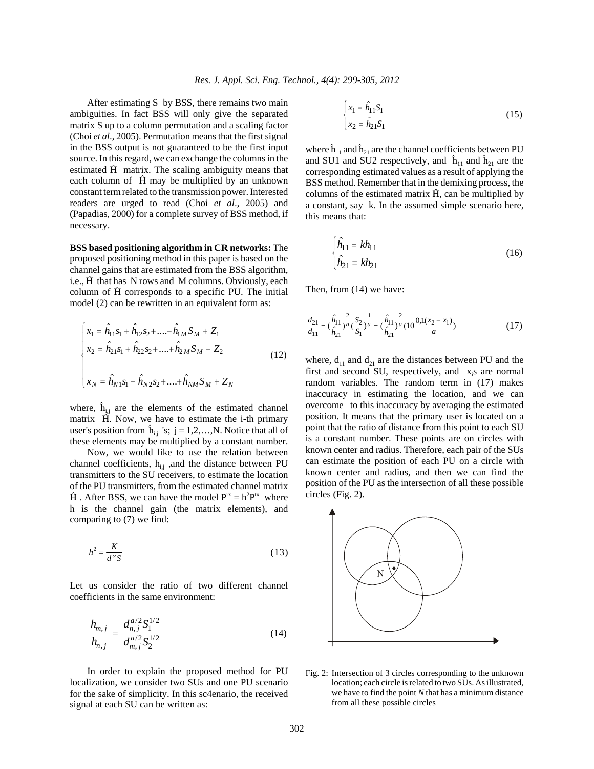After estimating S by BSS, there remains two main ambiguities. In fact BSS will only give the separated matrix S up to a column permutation and a scaling factor (Choi *et al*., 2005). Permutation means that the first signal in the BSS output is not guaranteed to be the first input source. In this regard, we can exchange the columns in the estimated $\hat{H}$ matrix. The scaling ambiguity means that each column of $\hat{H}$ may be multiplied by an unknown constant term related to the transmission power. Interested readers are urged to read (Choi *et al*., 2005) and (Papadias, 2000) for a complete survey of BSS method, if necessary.

**BSS based positioning algorithm in CR networks:** The proposed positioning method in this paper is based on the channel gains that are estimated from the BSS algorithm, i.e., $\hat{H}$ that has N rows and M columns. Obviously, each column of $\hat{H}$ corresponds to a specific PU. The initial model (2) can be rewritten in an equivalent form as:

$$\begin{cases} x_1 = \hat{h}_{11}s_1 + \hat{h}_{12}s_2 + .... + \hat{h}_{1M}S_M + Z_1 \\ x_2 = \hat{h}_{21}s_1 + \hat{h}_{22}s_2 + .... + \hat{h}_{2M}S_M + Z_2 \\ \\ x_N = \hat{h}_{N1}s_1 + \hat{h}_{N2}s_2 + .... + \hat{h}_{NM}S_M + Z_N \end{cases} \tag{12}$$

where, $\hat{h}_{i,j}$ are the elements of the estimated channel matrix $\hat{H}$. Now, we have to estimate the i-th primary user's position from $\hat{h}_{i,j}$ 's; $j = 1,2,\ldots,N$. Notice that all of these elements may be multiplied by a constant number.

Now, we would like to use the relation between channel coefficients, $h_{i,j}$ ,and the distance between PU transmitters to the SU receivers, to estimate the location of the PU transmitters, from the estimated channel matrix $\hat{H}$ . After BSS, we can have the model $P^{rx} = h^2P^{tx}$ where h is the channel gain (the matrix elements), and comparing to (7) we find:

$$h^2 = \frac{K}{d^{\alpha}S} \tag{13}$$

Let us consider the ratio of two different channel coefficients in the same environment:

$$\frac{h_{m,j}}{h_{n,j}} = \frac{d_{n,j}^{a/2}S_1^{1/2}}{d_{m,j}^{a/2}S_2^{1/2}} \tag{14}$$

In order to explain the proposed method for PU localization, we consider two SUs and one PU scenario for the sake of simplicity. In this sc4enario, the received signal at each SU can be written as:

$$\begin{cases} x_1 = \hat{h}_{11}S_1 \\ x_2 = \hat{h}_{21}S_1 \end{cases} \tag{15}$$

where $h_{11}$ and $h_{21}$ are the channel coefficients between PU and SU1 and SU2 respectively, and $\hat{h}_{11}$ and $\hat{h}_{21}$ are the corresponding estimated values as a result of applying the BSS method. Remember that in the demixing process, the columns of the estimated matrix $\hat{H}$, can be multiplied by a constant, say k. In the assumed simple scenario here, this means that:

$$\begin{cases} \hat{h}_{11} = kh_{11} \\ \hat{h}_{21} = kh_{21} \end{cases} \tag{16}$$

Then, from (14) we have:

$$\frac{d_{21}}{d_{11}} = \left(\frac{\hat{h}_{11}}{\hat{h}_{21}}\right)^{\frac{2}{a}}\left(\frac{S_2}{S_1}\right)^{\frac{1}{a}} = \left(\frac{\hat{h}_{11}}{\hat{h}_{21}}\right)^{\frac{2}{a}}\left(10\frac{0{,}1(x_2 - x_1)}{a}\right) \tag{17}$$

where, $d_{11}$ and $d_{21}$ are the distances between PU and the first and second SU, respectively, and $x_i$s are normal random variables. The random term in (17) makes inaccuracy in estimating the location, and we can overcome to this inaccuracy by averaging the estimated position. It means that the primary user is located on a point that the ratio of distance from this point to each SU is a constant number. These points are on circles with known center and radius. Therefore, each pair of the SUs can estimate the position of each PU on a circle with known center and radius, and then we can find the position of the PU as the intersection of all these possible circles (Fig. 2).

Fig. 2: Intersection of 3 circles corresponding to the unknown location; each circle is related to two SUs. As illustrated, we have to find the point *N* that has a minimum distance from all these possible circles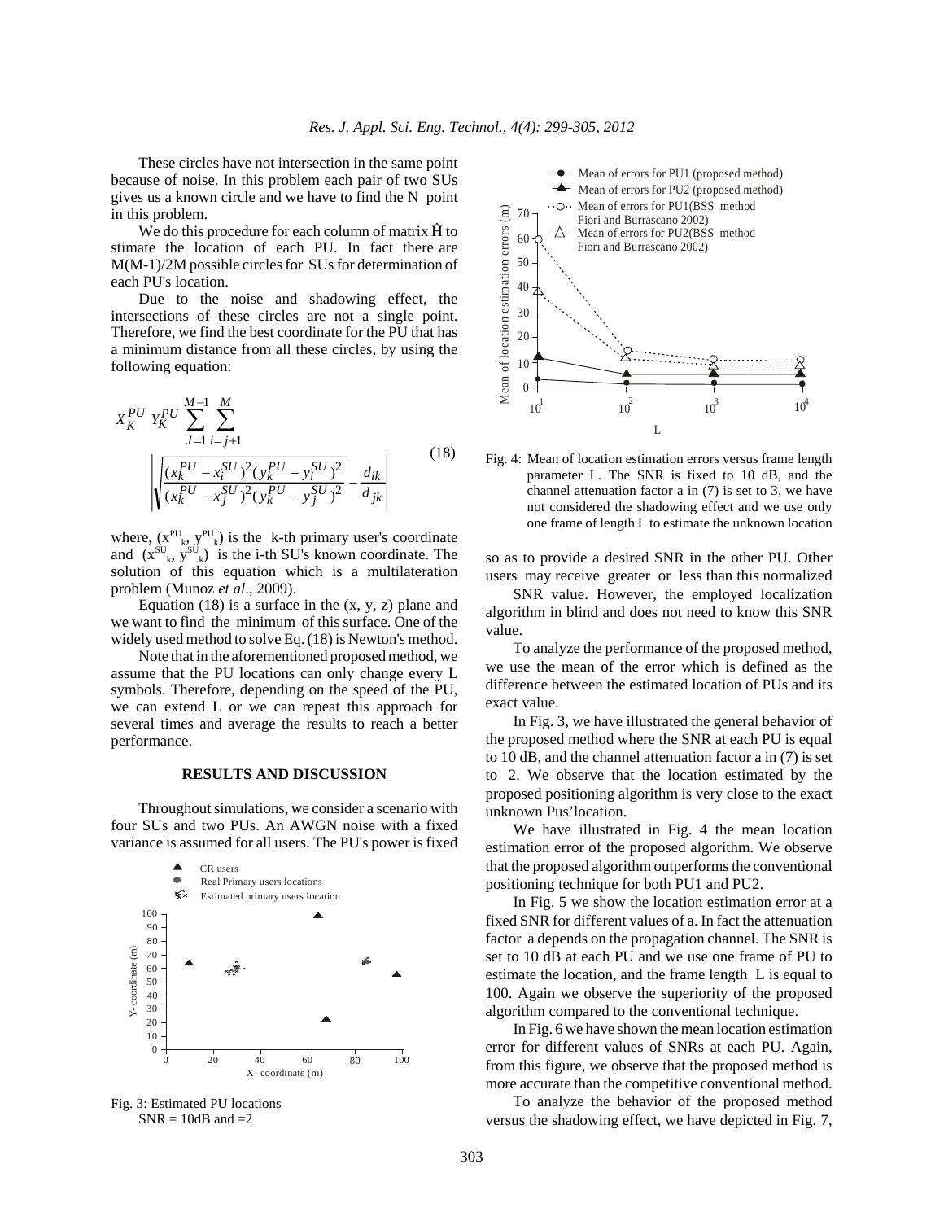These circles have not intersection in the same point because of noise. In this problem each pair of two SUs gives us a known circle and we have to find the N point in this problem.

We do this procedure for each column of matrix $\hat{H}$ to stimate the location of each PU. In fact there are M(M-1)/2M possible circles for SUs for determination of each PU's location.

Due to the noise and shadowing effect, the intersections of these circles are not a single point. Therefore, we find the best coordinate for the PU that has a minimum distance from all these circles, by using the following equation:

$$X_K^{PU} \; Y_K^{PU} \sum_{J=1}^{M-1} \sum_{i=j+1}^{M} \left| \sqrt{\frac{(x_k^{PU} - x_i^{SU})^2 (y_k^{PU} - y_i^{SU})^2}{(x_k^{PU} - x_j^{SU})^2 (y_k^{PU} - y_j^{SU})^2}} - \frac{d_{ik}}{d_{jk}} \right| \tag{18}$$

where, $(x^{PU}_k, y^{PU}_k)$ is the k-th primary user's coordinate and $(x^{SU}_k, y^{SU}_k)$ is the i-th SU's known coordinate. The solution of this equation which is a multilateration problem (Munoz *et al*., 2009).

Equation (18) is a surface in the (x, y, z) plane and we want to find the minimum of this surface. One of the widely used method to solve Eq. (18) is Newton's method.

Note that in the aforementioned proposed method, we assume that the PU locations can only change every L symbols. Therefore, depending on the speed of the PU, we can extend L or we can repeat this approach for several times and average the results to reach a better performance.

## RESULTS AND DISCUSSION

Throughout simulations, we consider a scenario with four SUs and two PUs. An AWGN noise with a fixed variance is assumed for all users. The PU's power is fixed so as to provide a desired SNR in the other PU. Other users may receive greater or less than this normalized SNR value. However, the employed localization algorithm in blind and does not need to know this SNR value.

Fig. 3: Estimated PU locations SNR = 10dB and =2

Fig. 4: Mean of location estimation errors versus frame length parameter L. The SNR is fixed to 10 dB, and the channel attenuation factor a in (7) is set to 3, we have not considered the shadowing effect and we use only one frame of length L to estimate the unknown location

To analyze the performance of the proposed method, we use the mean of the error which is defined as the difference between the estimated location of PUs and its exact value.

In Fig. 3, we have illustrated the general behavior of the proposed method where the SNR at each PU is equal to 10 dB, and the channel attenuation factor a in (7) is set to 2. We observe that the location estimated by the proposed positioning algorithm is very close to the exact unknown Pus'location.

We have illustrated in Fig. 4 the mean location estimation error of the proposed algorithm. We observe that the proposed algorithm outperforms the conventional positioning technique for both PU1 and PU2.

In Fig. 5 we show the location estimation error at a fixed SNR for different values of a. In fact the attenuation factor a depends on the propagation channel. The SNR is set to 10 dB at each PU and we use one frame of PU to estimate the location, and the frame length L is equal to 100. Again we observe the superiority of the proposed algorithm compared to the conventional technique.

In Fig. 6 we have shown the mean location estimation error for different values of SNRs at each PU. Again, from this figure, we observe that the proposed method is more accurate than the competitive conventional method.

To analyze the behavior of the proposed method versus the shadowing effect, we have depicted in Fig. 7,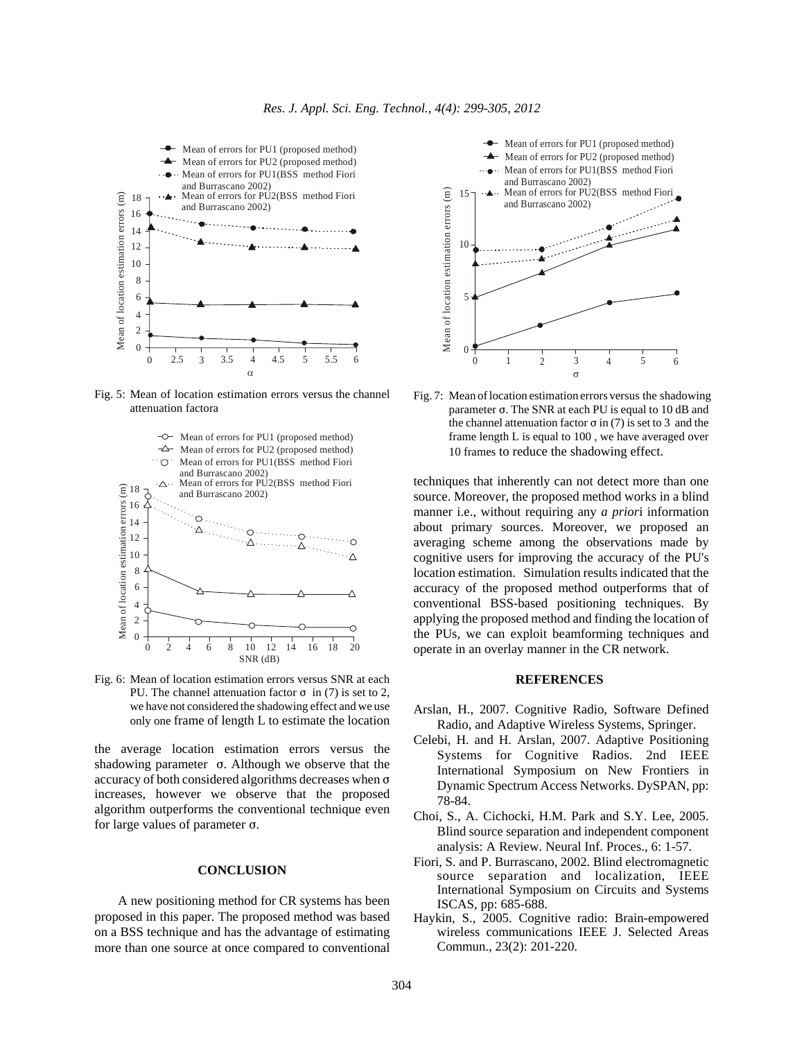Fig. 5: Mean of location estimation errors versus the channel attenuation factora

Fig. 6: Mean of location estimation errors versus SNR at each PU. The channel attenuation factor σ in (7) is set to 2, we have not considered the shadowing effect and we use only one frame of length L to estimate the location

the average location estimation errors versus the shadowing parameter σ. Although we observe that the accuracy of both considered algorithms decreases when σ increases, however we observe that the proposed algorithm outperforms the conventional technique even for large values of parameter σ.

Fig. 7: Mean of location estimation errors versus the shadowing parameter σ. The SNR at each PU is equal to 10 dB and the channel attenuation factor σ in (7) is set to 3 and the frame length L is equal to 100 , we have averaged over 10 frames to reduce the shadowing effect.

## CONCLUSION

A new positioning method for CR systems has been proposed in this paper. The proposed method was based on a BSS technique and has the advantage of estimating more than one source at once compared to conventional techniques that inherently can not detect more than one source. Moreover, the proposed method works in a blind manner i.e., without requiring any *a priori* information about primary sources. Moreover, we proposed an averaging scheme among the observations made by cognitive users for improving the accuracy of the PU's location estimation. Simulation results indicated that the accuracy of the proposed method outperforms that of conventional BSS-based positioning techniques. By applying the proposed method and finding the location of the PUs, we can exploit beamforming techniques and operate in an overlay manner in the CR network.

## REFERENCES

Arslan, H., 2007. Cognitive Radio, Software Defined Radio, and Adaptive Wireless Systems, Springer.

Celebi, H. and H. Arslan, 2007. Adaptive Positioning Systems for Cognitive Radios. 2nd IEEE International Symposium on New Frontiers in Dynamic Spectrum Access Networks. DySPAN, pp: 78-84.

Choi, S., A. Cichocki, H.M. Park and S.Y. Lee, 2005. Blind source separation and independent component analysis: A Review. Neural Inf. Proces., 6: 1-57.

Fiori, S. and P. Burrascano, 2002. Blind electromagnetic source separation and localization, IEEE International Symposium on Circuits and Systems ISCAS, pp: 685-688.

Haykin, S., 2005. Cognitive radio: Brain-empowered wireless communications IEEE J. Selected Areas Commun., 23(2): 201-220.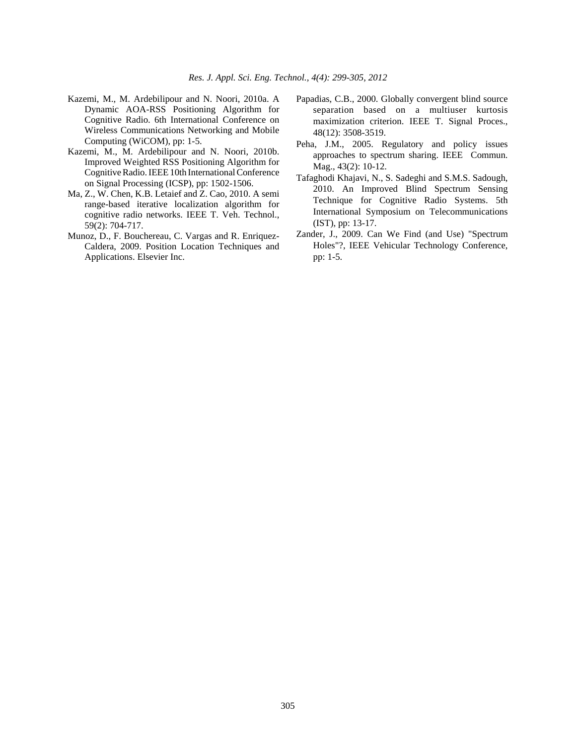Kazemi, M., M. Ardebilipour and N. Noori, 2010a. A Dynamic AOA-RSS Positioning Algorithm for Cognitive Radio. 6th International Conference on Wireless Communications Networking and Mobile Computing (WiCOM), pp: 1-5.

Kazemi, M., M. Ardebilipour and N. Noori, 2010b. Improved Weighted RSS Positioning Algorithm for Cognitive Radio. IEEE 10th International Conference on Signal Processing (ICSP), pp: 1502-1506.

Ma, Z., W. Chen, K.B. Letaief and Z. Cao, 2010. A semi range-based iterative localization algorithm for cognitive radio networks. IEEE T. Veh. Technol., 59(2): 704-717.

Munoz, D., F. Bouchereau, C. Vargas and R. Enriquez-Caldera, 2009. Position Location Techniques and Applications. Elsevier Inc.

Papadias, C.B., 2000. Globally convergent blind source separation based on a multiuser kurtosis maximization criterion. IEEE T. Signal Proces., 48(12): 3508-3519.

Peha, J.M., 2005. Regulatory and policy issues approaches to spectrum sharing. IEEE Commun. Mag., 43(2): 10-12.

Tafaghodi Khajavi, N., S. Sadeghi and S.M.S. Sadough, 2010. An Improved Blind Spectrum Sensing Technique for Cognitive Radio Systems. 5th International Symposium on Telecommunications (IST), pp: 13-17.

Zander, J., 2009. Can We Find (and Use) "Spectrum Holes"?, IEEE Vehicular Technology Conference, pp: 1-5.